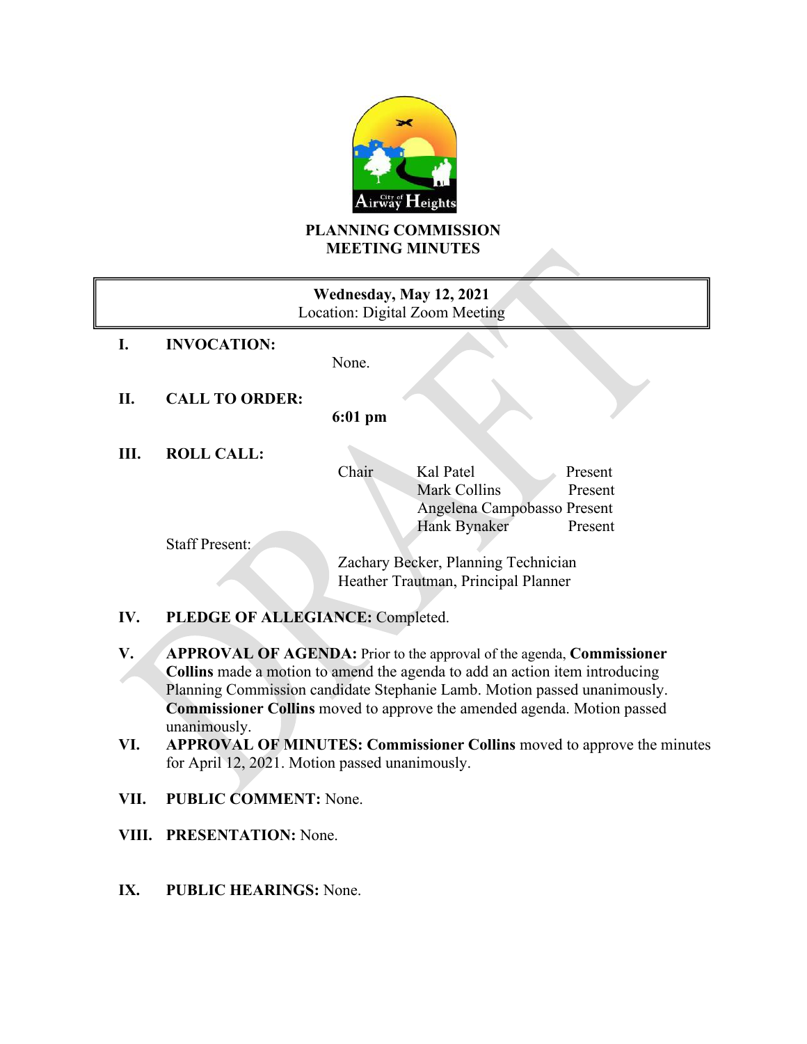# PLANNING COMMISSION MEETING MINUTES

**Wednesday, May 12, 2021**
Location: Digital Zoom Meeting

**I. INVOCATION:** None.

**II. CALL TO ORDER:** **6:01 pm**

**III. ROLL CALL:**

| | | |
|---|---|---|
| Chair | Kal Patel | Present |
| | Mark Collins | Present |
| | Angelena Campobasso | Present |
| | Hank Bynaker | Present |

Staff Present:

Zachary Becker, Planning Technician
Heather Trautman, Principal Planner

**IV. PLEDGE OF ALLEGIANCE:** Completed.

**V. APPROVAL OF AGENDA:** Prior to the approval of the agenda, **Commissioner Collins** made a motion to amend the agenda to add an action item introducing Planning Commission candidate Stephanie Lamb. Motion passed unanimously. **Commissioner Collins** moved to approve the amended agenda. Motion passed unanimously.

**VI. APPROVAL OF MINUTES: Commissioner Collins** moved to approve the minutes for April 12, 2021. Motion passed unanimously.

**VII. PUBLIC COMMENT:** None.

**VIII. PRESENTATION:** None.

**IX. PUBLIC HEARINGS:** None.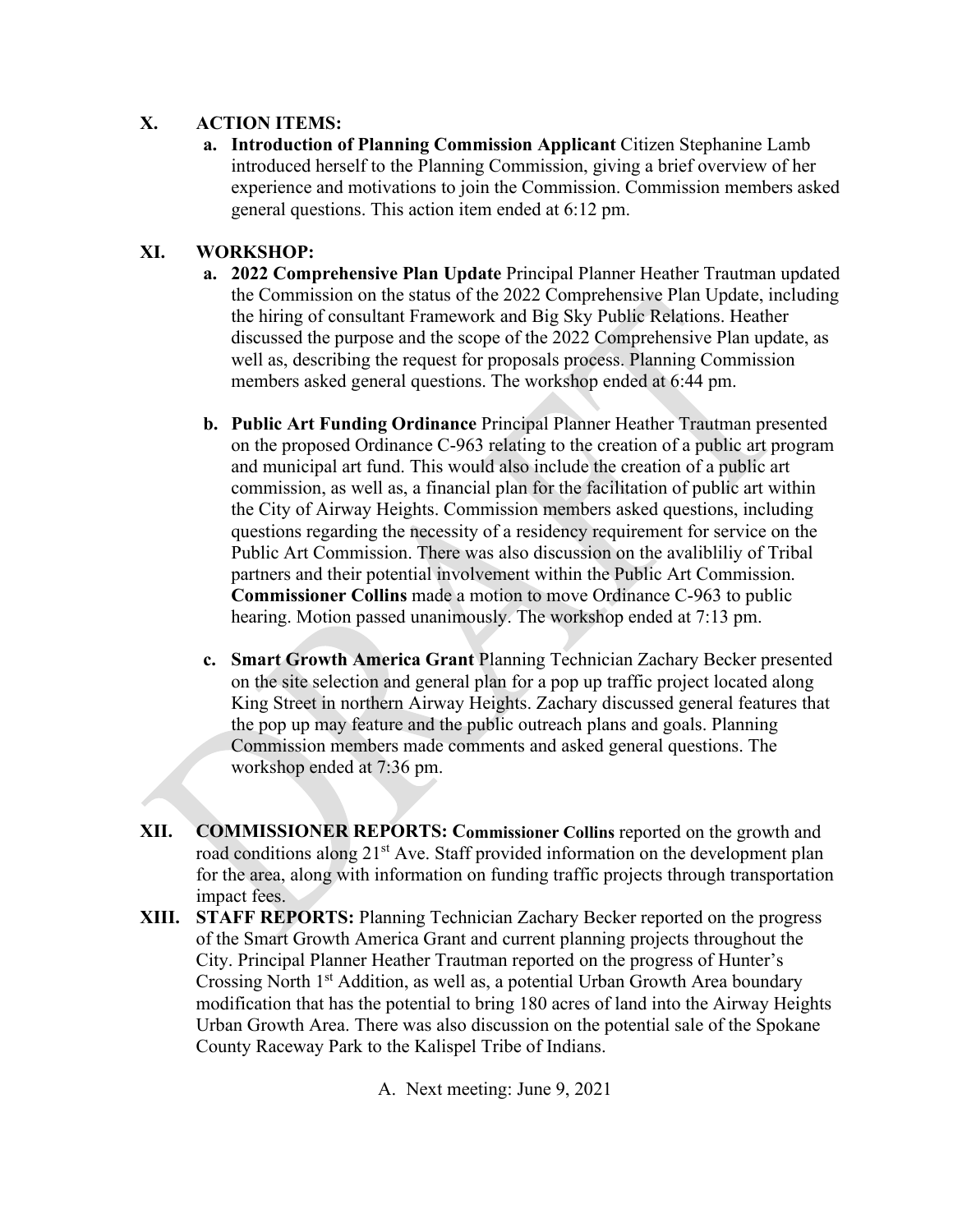**X. ACTION ITEMS:**

a. **Introduction of Planning Commission Applicant** Citizen Stephanine Lamb introduced herself to the Planning Commission, giving a brief overview of her experience and motivations to join the Commission. Commission members asked general questions. This action item ended at 6:12 pm.

**XI. WORKSHOP:**

a. **2022 Comprehensive Plan Update** Principal Planner Heather Trautman updated the Commission on the status of the 2022 Comprehensive Plan Update, including the hiring of consultant Framework and Big Sky Public Relations. Heather discussed the purpose and the scope of the 2022 Comprehensive Plan update, as well as, describing the request for proposals process. Planning Commission members asked general questions. The workshop ended at 6:44 pm.

b. **Public Art Funding Ordinance** Principal Planner Heather Trautman presented on the proposed Ordinance C-963 relating to the creation of a public art program and municipal art fund. This would also include the creation of a public art commission, as well as, a financial plan for the facilitation of public art within the City of Airway Heights. Commission members asked questions, including questions regarding the necessity of a residency requirement for service on the Public Art Commission. There was also discussion on the avalibliliy of Tribal partners and their potential involvement within the Public Art Commission. **Commissioner Collins** made a motion to move Ordinance C-963 to public hearing. Motion passed unanimously. The workshop ended at 7:13 pm.

c. **Smart Growth America Grant** Planning Technician Zachary Becker presented on the site selection and general plan for a pop up traffic project located along King Street in northern Airway Heights. Zachary discussed general features that the pop up may feature and the public outreach plans and goals. Planning Commission members made comments and asked general questions. The workshop ended at 7:36 pm.

**XII. COMMISSIONER REPORTS: Commissioner Collins** reported on the growth and road conditions along 21st Ave. Staff provided information on the development plan for the area, along with information on funding traffic projects through transportation impact fees.

**XIII. STAFF REPORTS:** Planning Technician Zachary Becker reported on the progress of the Smart Growth America Grant and current planning projects throughout the City. Principal Planner Heather Trautman reported on the progress of Hunter's Crossing North 1st Addition, as well as, a potential Urban Growth Area boundary modification that has the potential to bring 180 acres of land into the Airway Heights Urban Growth Area. There was also discussion on the potential sale of the Spokane County Raceway Park to the Kalispel Tribe of Indians.

A. Next meeting: June 9, 2021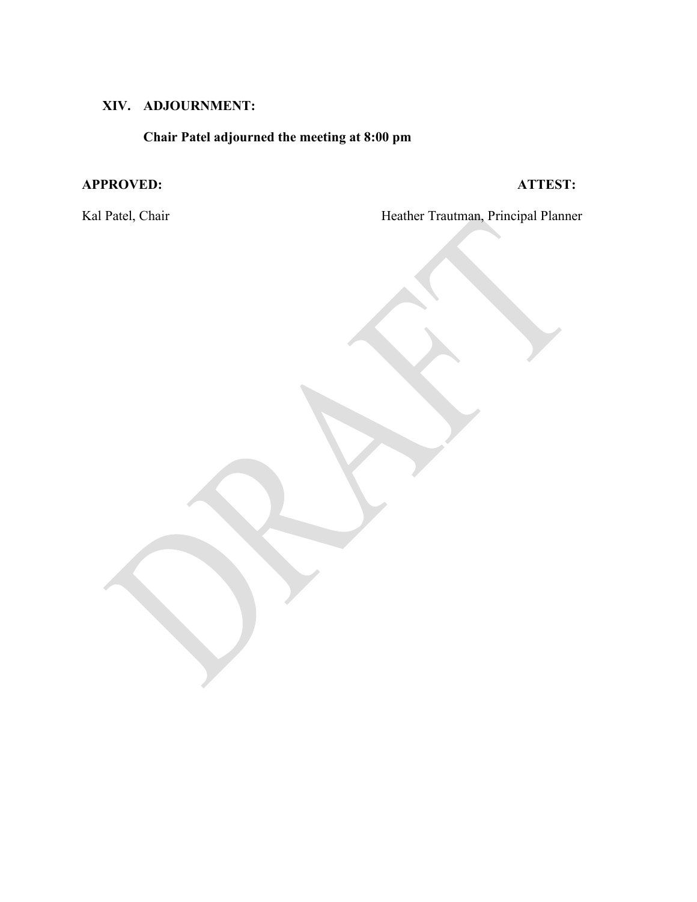## XIV. ADJOURNMENT:

**Chair Patel adjourned the meeting at 8:00 pm**

**APPROVED:** **ATTEST:**

Kal Patel, Chair Heather Trautman, Principal Planner